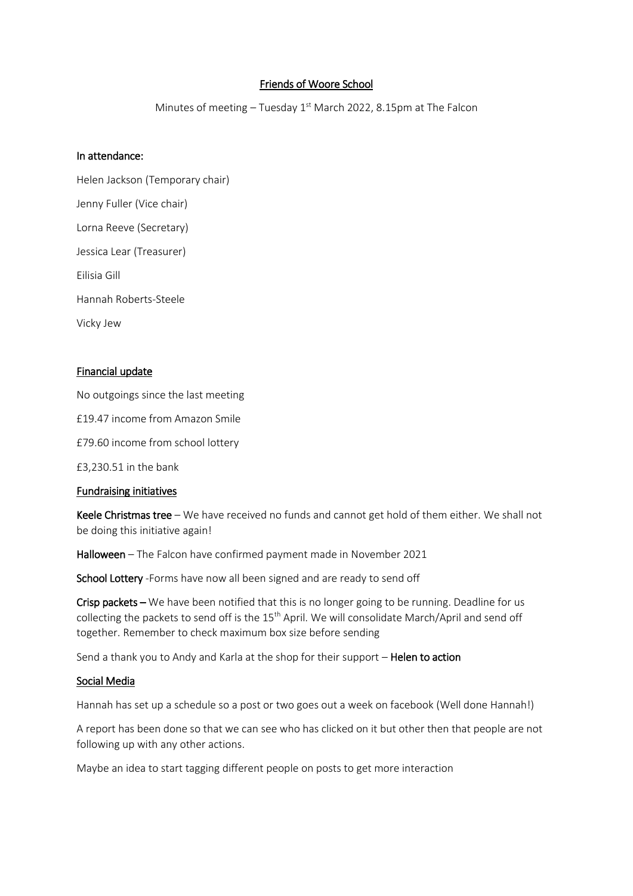# Friends of Woore School

Minutes of meeting – Tuesday 1st March 2022, 8.15pm at The Falcon

## In attendance:

Helen Jackson (Temporary chair)

Jenny Fuller (Vice chair)

Lorna Reeve (Secretary)

Jessica Lear (Treasurer)

Eilisia Gill

Hannah Roberts-Steele

Vicky Jew

## Financial update

No outgoings since the last meeting

£19.47 income from Amazon Smile

£79.60 income from school lottery

£3,230.51 in the bank

## Fundraising initiatives

**Keele Christmas tree** – We have received no funds and cannot get hold of them either. We shall not be doing this initiative again!

**Halloween** – The Falcon have confirmed payment made in November 2021

**School Lottery** -Forms have now all been signed and are ready to send off

**Crisp packets** – We have been notified that this is no longer going to be running. Deadline for us collecting the packets to send off is the 15th April. We will consolidate March/April and send off together. Remember to check maximum box size before sending

Send a thank you to Andy and Karla at the shop for their support – **Helen to action**

## Social Media

Hannah has set up a schedule so a post or two goes out a week on facebook (Well done Hannah!)

A report has been done so that we can see who has clicked on it but other then that people are not following up with any other actions.

Maybe an idea to start tagging different people on posts to get more interaction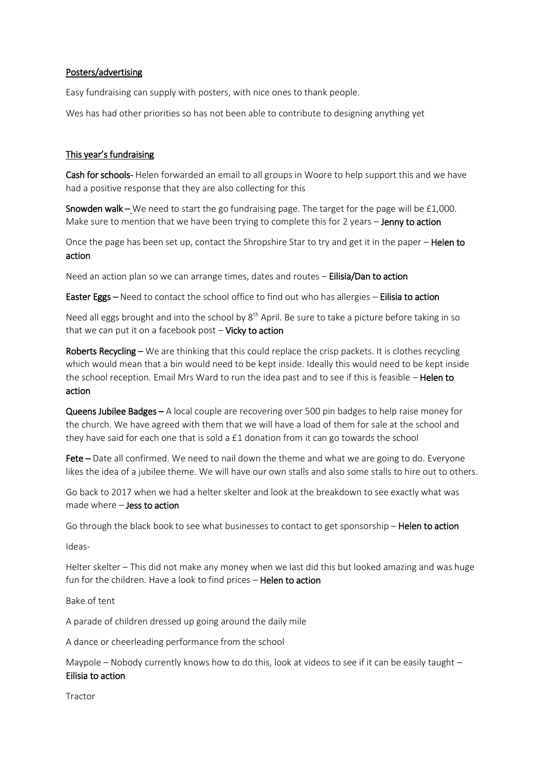<u>Posters/advertising</u>

Easy fundraising can supply with posters, with nice ones to thank people.

Wes has had other priorities so has not been able to contribute to designing anything yet

<u>This year's fundraising</u>

**Cash for schools-** Helen forwarded an email to all groups in Woore to help support this and we have had a positive response that they are also collecting for this

**Snowden walk –** We need to start the go fundraising page. The target for the page will be £1,000. Make sure to mention that we have been trying to complete this for 2 years – **Jenny to action**

Once the page has been set up, contact the Shropshire Star to try and get it in the paper – **Helen to action**

Need an action plan so we can arrange times, dates and routes – **Eilisia/Dan to action**

**Easter Eggs –** Need to contact the school office to find out who has allergies – **Eilisia to action**

Need all eggs brought and into the school by 8th April. Be sure to take a picture before taking in so that we can put it on a facebook post – **Vicky to action**

**Roberts Recycling –** We are thinking that this could replace the crisp packets. It is clothes recycling which would mean that a bin would need to be kept inside. Ideally this would need to be kept inside the school reception. Email Mrs Ward to run the idea past and to see if this is feasible – **Helen to action**

**Queens Jubilee Badges –** A local couple are recovering over 500 pin badges to help raise money for the church. We have agreed with them that we will have a load of them for sale at the school and they have said for each one that is sold a £1 donation from it can go towards the school

**Fete –** Date all confirmed. We need to nail down the theme and what we are going to do. Everyone likes the idea of a jubilee theme. We will have our own stalls and also some stalls to hire out to others.

Go back to 2017 when we had a helter skelter and look at the breakdown to see exactly what was made where – **Jess to action**

Go through the black book to see what businesses to contact to get sponsorship – **Helen to action**

Ideas-

Helter skelter – This did not make any money when we last did this but looked amazing and was huge fun for the children. Have a look to find prices – **Helen to action**

Bake of tent

A parade of children dressed up going around the daily mile

A dance or cheerleading performance from the school

Maypole – Nobody currently knows how to do this, look at videos to see if it can be easily taught – **Eilisia to action**

Tractor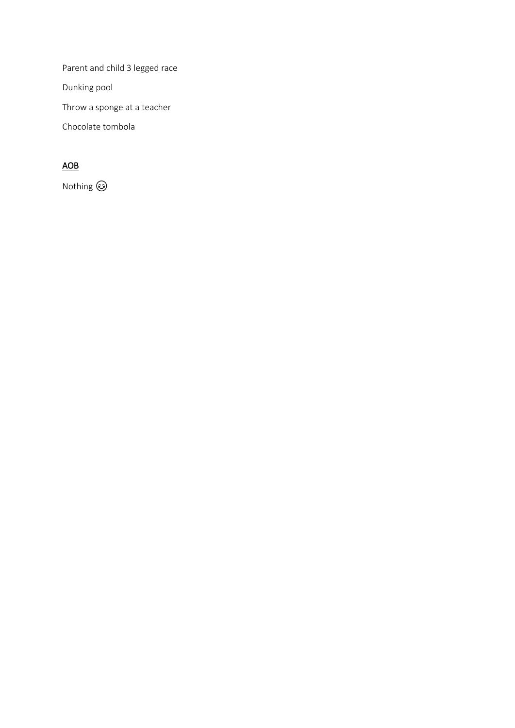Parent and child 3 legged race

Dunking pool

Throw a sponge at a teacher

Chocolate tombola

<u>AOB</u>

Nothing 😌